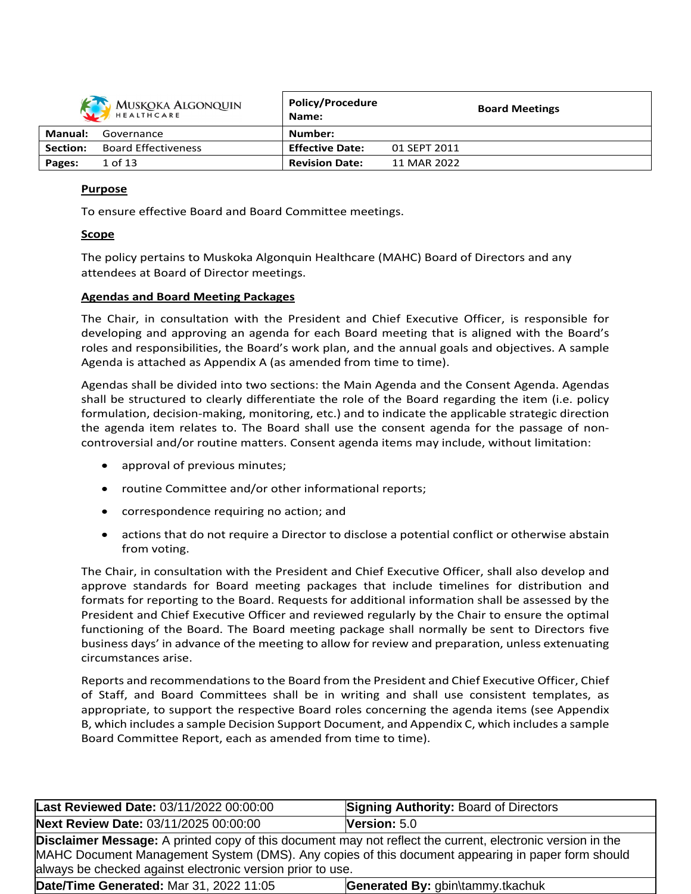| MUSKOKA ALGONQUIN HEALTHCARE | Policy/Procedure Name: | Board Meetings |
|---|---|---|
| **Manual:** Governance | **Number:** | |
| **Section:** Board Effectiveness | **Effective Date:** | 01 SEPT 2011 |
| **Pages:** 1 of 13 | **Revision Date:** | 11 MAR 2022 |

## Purpose

To ensure effective Board and Board Committee meetings.

## Scope

The policy pertains to Muskoka Algonquin Healthcare (MAHC) Board of Directors and any attendees at Board of Director meetings.

## Agendas and Board Meeting Packages

The Chair, in consultation with the President and Chief Executive Officer, is responsible for developing and approving an agenda for each Board meeting that is aligned with the Board's roles and responsibilities, the Board's work plan, and the annual goals and objectives. A sample Agenda is attached as Appendix A (as amended from time to time).

Agendas shall be divided into two sections: the Main Agenda and the Consent Agenda. Agendas shall be structured to clearly differentiate the role of the Board regarding the item (i.e. policy formulation, decision-making, monitoring, etc.) and to indicate the applicable strategic direction the agenda item relates to. The Board shall use the consent agenda for the passage of non-controversial and/or routine matters. Consent agenda items may include, without limitation:

- approval of previous minutes;
- routine Committee and/or other informational reports;
- correspondence requiring no action; and
- actions that do not require a Director to disclose a potential conflict or otherwise abstain from voting.

The Chair, in consultation with the President and Chief Executive Officer, shall also develop and approve standards for Board meeting packages that include timelines for distribution and formats for reporting to the Board. Requests for additional information shall be assessed by the President and Chief Executive Officer and reviewed regularly by the Chair to ensure the optimal functioning of the Board. The Board meeting package shall normally be sent to Directors five business days' in advance of the meeting to allow for review and preparation, unless extenuating circumstances arise.

Reports and recommendations to the Board from the President and Chief Executive Officer, Chief of Staff, and Board Committees shall be in writing and shall use consistent templates, as appropriate, to support the respective Board roles concerning the agenda items (see Appendix B, which includes a sample Decision Support Document, and Appendix C, which includes a sample Board Committee Report, each as amended from time to time).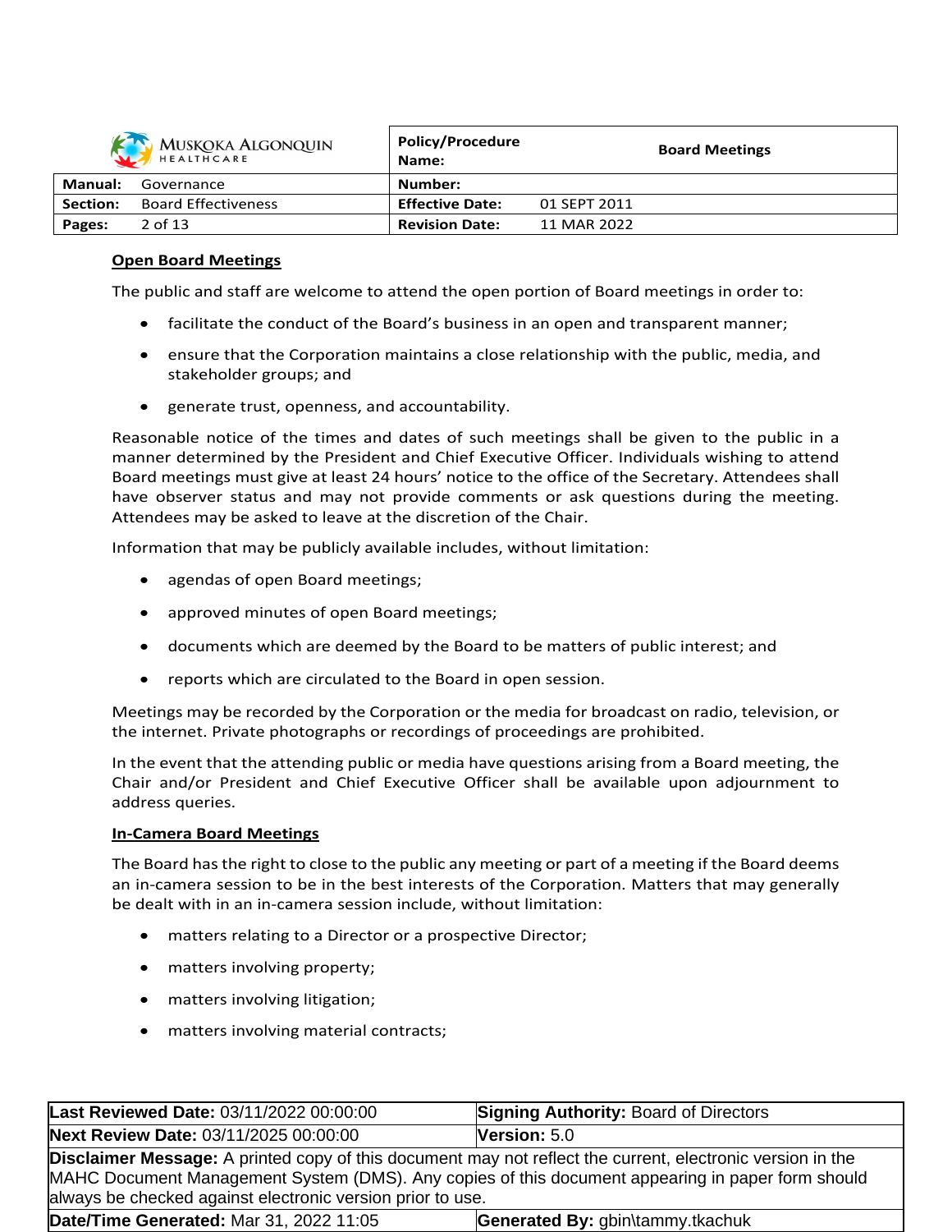**Open Board Meetings**

The public and staff are welcome to attend the open portion of Board meetings in order to:

- facilitate the conduct of the Board's business in an open and transparent manner;
- ensure that the Corporation maintains a close relationship with the public, media, and stakeholder groups; and
- generate trust, openness, and accountability.

Reasonable notice of the times and dates of such meetings shall be given to the public in a manner determined by the President and Chief Executive Officer. Individuals wishing to attend Board meetings must give at least 24 hours' notice to the office of the Secretary. Attendees shall have observer status and may not provide comments or ask questions during the meeting. Attendees may be asked to leave at the discretion of the Chair.

Information that may be publicly available includes, without limitation:

- agendas of open Board meetings;
- approved minutes of open Board meetings;
- documents which are deemed by the Board to be matters of public interest; and
- reports which are circulated to the Board in open session.

Meetings may be recorded by the Corporation or the media for broadcast on radio, television, or the internet. Private photographs or recordings of proceedings are prohibited.

In the event that the attending public or media have questions arising from a Board meeting, the Chair and/or President and Chief Executive Officer shall be available upon adjournment to address queries.

**In-Camera Board Meetings**

The Board has the right to close to the public any meeting or part of a meeting if the Board deems an in-camera session to be in the best interests of the Corporation. Matters that may generally be dealt with in an in-camera session include, without limitation:

- matters relating to a Director or a prospective Director;
- matters involving property;
- matters involving litigation;
- matters involving material contracts;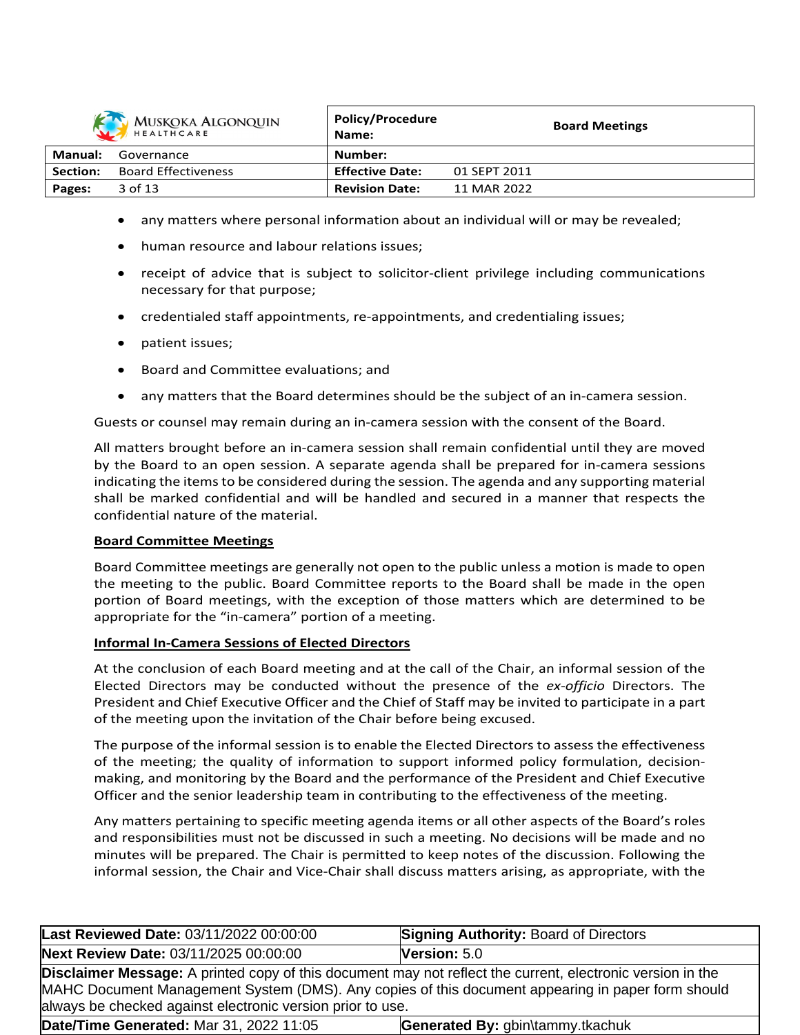- any matters where personal information about an individual will or may be revealed;
- human resource and labour relations issues;
- receipt of advice that is subject to solicitor-client privilege including communications necessary for that purpose;
- credentialed staff appointments, re-appointments, and credentialing issues;
- patient issues;
- Board and Committee evaluations; and
- any matters that the Board determines should be the subject of an in-camera session.

Guests or counsel may remain during an in-camera session with the consent of the Board.

All matters brought before an in-camera session shall remain confidential until they are moved by the Board to an open session. A separate agenda shall be prepared for in-camera sessions indicating the items to be considered during the session. The agenda and any supporting material shall be marked confidential and will be handled and secured in a manner that respects the confidential nature of the material.

**Board Committee Meetings**

Board Committee meetings are generally not open to the public unless a motion is made to open the meeting to the public. Board Committee reports to the Board shall be made in the open portion of Board meetings, with the exception of those matters which are determined to be appropriate for the "in-camera" portion of a meeting.

**Informal In-Camera Sessions of Elected Directors**

At the conclusion of each Board meeting and at the call of the Chair, an informal session of the Elected Directors may be conducted without the presence of the *ex-officio* Directors. The President and Chief Executive Officer and the Chief of Staff may be invited to participate in a part of the meeting upon the invitation of the Chair before being excused.

The purpose of the informal session is to enable the Elected Directors to assess the effectiveness of the meeting; the quality of information to support informed policy formulation, decision-making, and monitoring by the Board and the performance of the President and Chief Executive Officer and the senior leadership team in contributing to the effectiveness of the meeting.

Any matters pertaining to specific meeting agenda items or all other aspects of the Board's roles and responsibilities must not be discussed in such a meeting. No decisions will be made and no minutes will be prepared. The Chair is permitted to keep notes of the discussion. Following the informal session, the Chair and Vice-Chair shall discuss matters arising, as appropriate, with the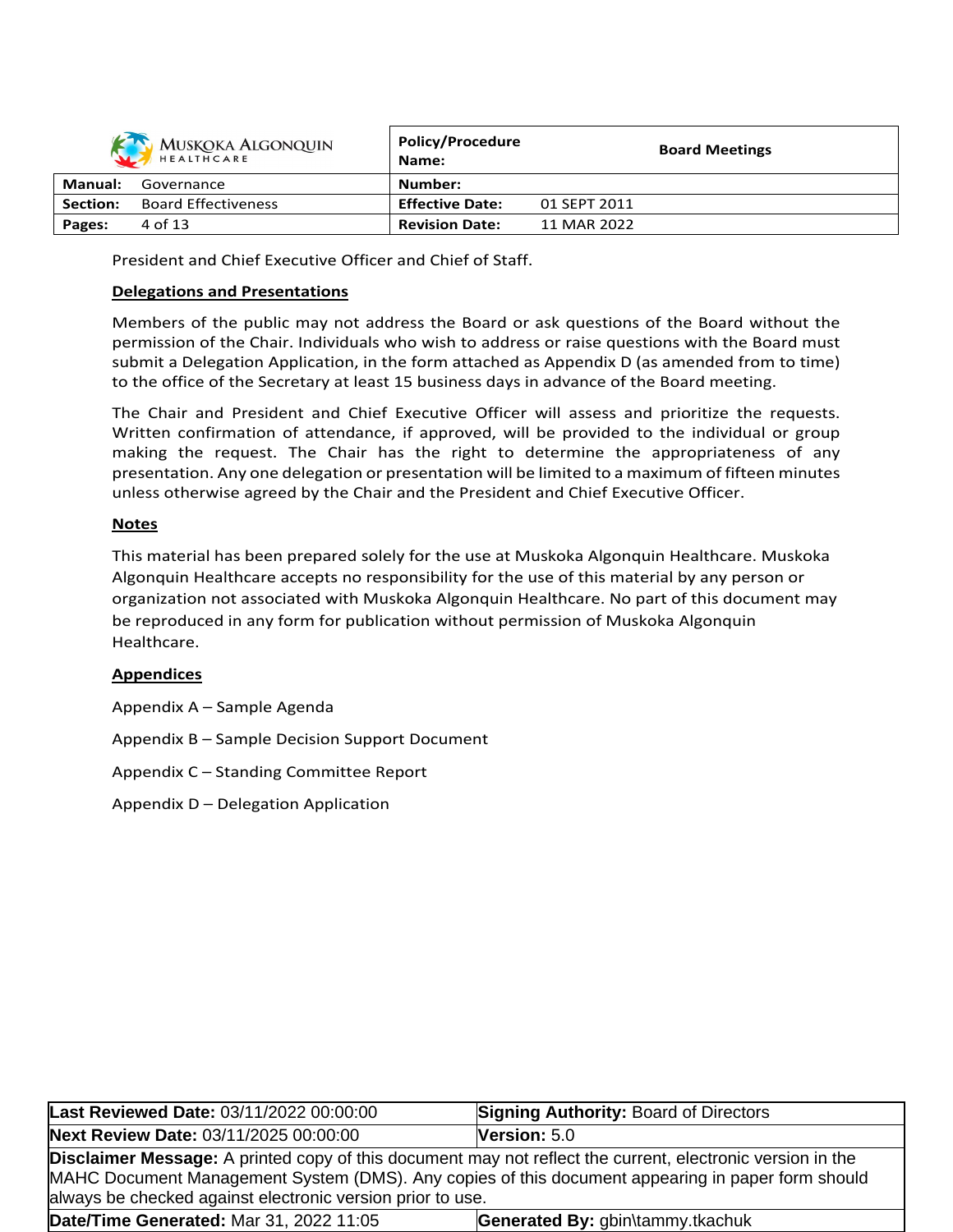President and Chief Executive Officer and Chief of Staff.

**Delegations and Presentations**

Members of the public may not address the Board or ask questions of the Board without the permission of the Chair. Individuals who wish to address or raise questions with the Board must submit a Delegation Application, in the form attached as Appendix D (as amended from to time) to the office of the Secretary at least 15 business days in advance of the Board meeting.

The Chair and President and Chief Executive Officer will assess and prioritize the requests. Written confirmation of attendance, if approved, will be provided to the individual or group making the request. The Chair has the right to determine the appropriateness of any presentation. Any one delegation or presentation will be limited to a maximum of fifteen minutes unless otherwise agreed by the Chair and the President and Chief Executive Officer.

**Notes**

This material has been prepared solely for the use at Muskoka Algonquin Healthcare. Muskoka Algonquin Healthcare accepts no responsibility for the use of this material by any person or organization not associated with Muskoka Algonquin Healthcare. No part of this document may be reproduced in any form for publication without permission of Muskoka Algonquin Healthcare.

**Appendices**

Appendix A – Sample Agenda

Appendix B – Sample Decision Support Document

Appendix C – Standing Committee Report

Appendix D – Delegation Application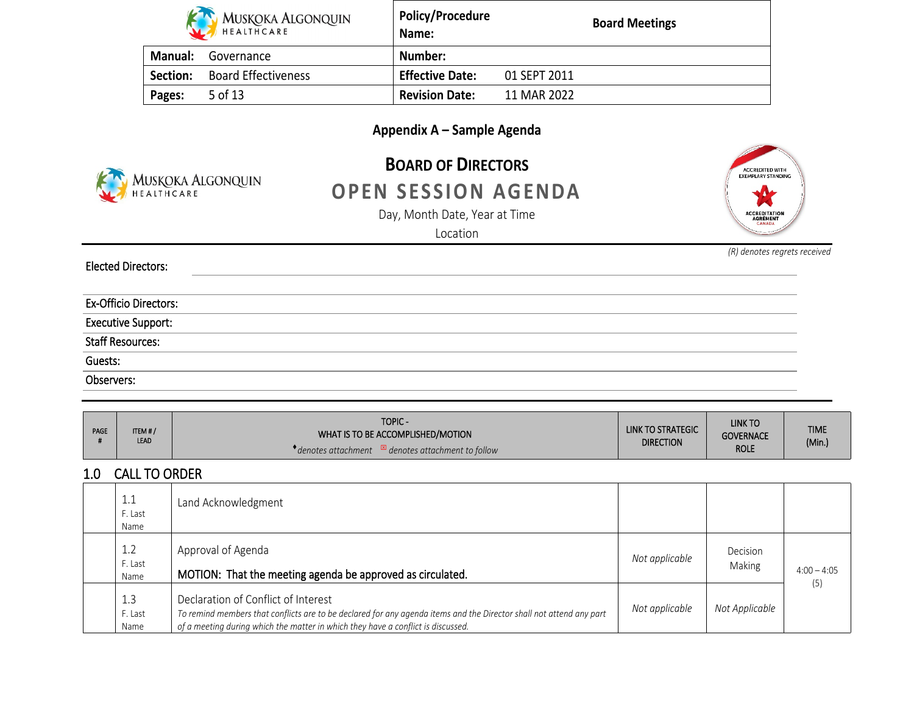## Appendix A – Sample Agenda

# BOARD OF DIRECTORS

# OPEN SESSION AGENDA

Day, Month Date, Year at Time

Location

*(R) denotes regrets received*

Elected Directors:

Ex-Officio Directors:

Executive Support:

Staff Resources:

Guests:

Observers:

| PAGE # | ITEM # / LEAD | TOPIC - WHAT IS TO BE ACCOMPLISHED/MOTION ♦*denotes attachment* ☒ *denotes attachment to follow* | LINK TO STRATEGIC DIRECTION | LINK TO GOVERNANCE ROLE | TIME (Min.) |
|---|---|---|---|---|---|

### 1.0 CALL TO ORDER

| | | | | | |
|---|---|---|---|---|---|
| | 1.1 F. Last Name | Land Acknowledgment | | | |
| | 1.2 F. Last Name | Approval of Agenda<br>**MOTION: That the meeting agenda be approved as circulated.** | *Not applicable* | Decision Making | 4:00 – 4:05 (5) |
| | 1.3 F. Last Name | Declaration of Conflict of Interest<br>*To remind members that conflicts are to be declared for any agenda items and the Director shall not attend any part of a meeting during which the matter in which they have a conflict is discussed.* | *Not applicable* | *Not Applicable* | |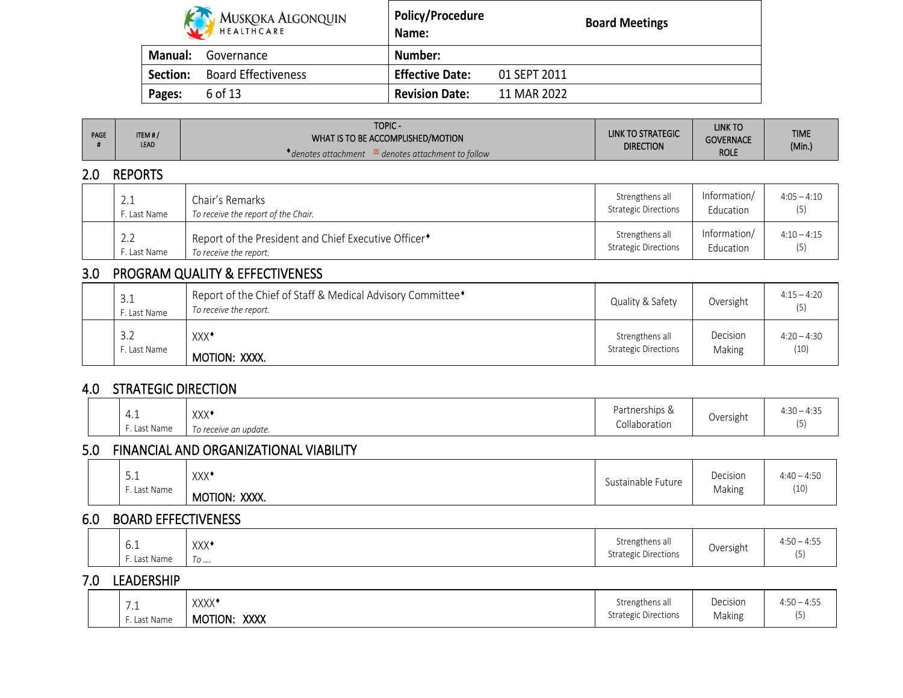| | | | |
|---|---|---|---|
| **Manual:** Governance | **Policy/Procedure Name:** Board Meetings | | |
| **Section:** Board Effectiveness | **Number:** | | |
| | **Effective Date:** 01 SEPT 2011 | | |
| | **Revision Date:** 11 MAR 2022 | | |

| PAGE # | ITEM # / LEAD | TOPIC - WHAT IS TO BE ACCOMPLISHED/MOTION ♦ *denotes attachment* ⊠ *denotes attachment to follow* | LINK TO STRATEGIC DIRECTION | LINK TO GOVERNANCE ROLE | TIME (Min.) |
|---|---|---|---|---|---|
| **2.0** | **REPORTS** | | | | |
| | 2.1 F. Last Name | Chair's Remarks *To receive the report of the Chair.* | Strengthens all Strategic Directions | Information/ Education | 4:05 – 4:10 (5) |
| | 2.2 F. Last Name | Report of the President and Chief Executive Officer♦ *To receive the report.* | Strengthens all Strategic Directions | Information/ Education | 4:10 – 4:15 (5) |
| **3.0** | **PROGRAM QUALITY & EFFECTIVENESS** | | | | |
| | 3.1 F. Last Name | Report of the Chief of Staff & Medical Advisory Committee♦ *To receive the report.* | Quality & Safety | Oversight | 4:15 – 4:20 (5) |
| | 3.2 F. Last Name | XXX♦ MOTION: XXXX. | Strengthens all Strategic Directions | Decision Making | 4:20 – 4:30 (10) |
| **4.0** | **STRATEGIC DIRECTION** | | | | |
| | 4.1 F. Last Name | XXX♦ *To receive an update.* | Partnerships & Collaboration | Oversight | 4:30 – 4:35 (5) |
| **5.0** | **FINANCIAL AND ORGANIZATIONAL VIABILITY** | | | | |
| | 5.1 F. Last Name | XXX♦ MOTION: XXXX. | Sustainable Future | Decision Making | 4:40 – 4:50 (10) |
| **6.0** | **BOARD EFFECTIVENESS** | | | | |
| | 6.1 F. Last Name | XXX♦ *To ….* | Strengthens all Strategic Directions | Oversight | 4:50 – 4:55 (5) |
| **7.0** | **LEADERSHIP** | | | | |
| | 7.1 F. Last Name | XXXX♦ MOTION: XXXX | Strengthens all Strategic Directions | Decision Making | 4:50 – 4:55 (5) |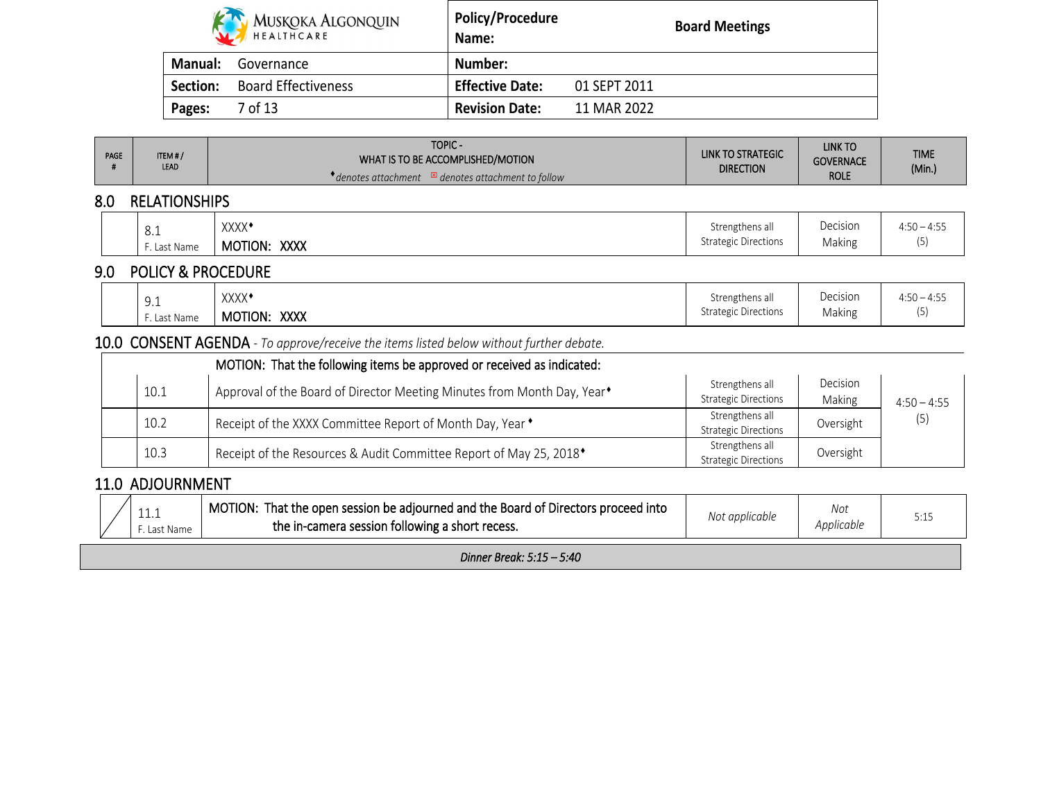| Manual: | Governance | Number: | |
|---|---|---|---|
| Section: | Board Effectiveness | Effective Date: | 01 SEPT 2011 |
| Pages: | 7 of 13 | Revision Date: | 11 MAR 2022 |

**Policy/Procedure Name:** Board Meetings

| PAGE # | ITEM # / LEAD | TOPIC - WHAT IS TO BE ACCOMPLISHED/MOTION ♦denotes attachment ⊠ denotes attachment to follow | LINK TO STRATEGIC DIRECTION | LINK TO GOVERNANCE ROLE | TIME (Min.) |
|---|---|---|---|---|---|
| **8.0 RELATIONSHIPS** | | | | | |
| | 8.1 F. Last Name | XXXX♦ MOTION: XXXX | Strengthens all Strategic Directions | Decision Making | 4:50 – 4:55 (5) |
| **9.0 POLICY & PROCEDURE** | | | | | |
| | 9.1 F. Last Name | XXXX♦ MOTION: XXXX | Strengthens all Strategic Directions | Decision Making | 4:50 – 4:55 (5) |
| **10.0 CONSENT AGENDA** - *To approve/receive the items listed below without further debate.* | | | | | |
| | | MOTION: That the following items be approved or received as indicated: | | | 4:50 – 4:55 (5) |
| | 10.1 | Approval of the Board of Director Meeting Minutes from Month Day, Year♦ | Strengthens all Strategic Directions | Decision Making | |
| | 10.2 | Receipt of the XXXX Committee Report of Month Day, Year ♦ | Strengthens all Strategic Directions | Oversight | |
| | 10.3 | Receipt of the Resources & Audit Committee Report of May 25, 2018♦ | Strengthens all Strategic Directions | Oversight | |
| **11.0 ADJOURNMENT** | | | | | |
| | 11.1 F. Last Name | MOTION: That the open session be adjourned and the Board of Directors proceed into the in-camera session following a short recess. | *Not applicable* | *Not Applicable* | 5:15 |

*Dinner Break: 5:15 – 5:40*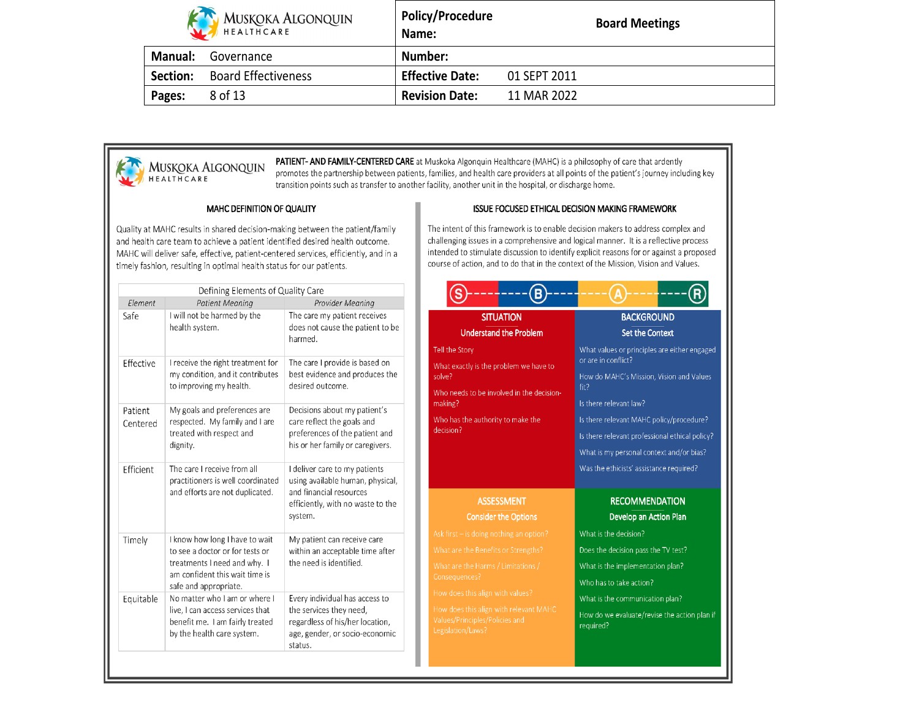| **Manual:** Governance | **Policy/Procedure Name:** Board Meetings |
|---|---|
| **Section:** Board Effectiveness | **Number:** |
| | **Effective Date:** 01 SEPT 2011 |
| | **Revision Date:** 11 MAR 2022 |

**PATIENT- AND FAMILY-CENTERED CARE** at Muskoka Algonquin Healthcare (MAHC) is a philosophy of care that ardently promotes the partnership between patients, families, and health care providers at all points of the patient's journey including key transition points such as transfer to another facility, another unit in the hospital, or discharge home.

## MAHC DEFINITION OF QUALITY

Quality at MAHC results in shared decision-making between the patient/family and health care team to achieve a patient identified desired health outcome. MAHC will deliver safe, effective, patient-centered services, efficiently, and in a timely fashion, resulting in optimal health status for our patients.

| Defining Elements of Quality Care | | |
|---|---|---|
| *Element* | *Patient Meaning* | *Provider Meaning* |
| Safe | I will not be harmed by the health system. | The care my patient receives does not cause the patient to be harmed. |
| Effective | I receive the right treatment for my condition, and it contributes to improving my health. | The care I provide is based on best evidence and produces the desired outcome. |
| Patient Centered | My goals and preferences are respected. My family and I are treated with respect and dignity. | Decisions about my patient's care reflect the goals and preferences of the patient and his or her family or caregivers. |
| Efficient | The care I receive from all practitioners is well coordinated and efforts are not duplicated. | I deliver care to my patients using available human, physical, and financial resources efficiently, with no waste to the system. |
| Timely | I know how long I have to wait to see a doctor or for tests or treatments I need and why. I am confident this wait time is safe and appropriate. | My patient can receive care within an acceptable time after the need is identified. |
| Equitable | No matter who I am or where I live, I can access services that benefit me. I am fairly treated by the health care system. | Every individual has access to the services they need, regardless of his/her location, age, gender, or socio-economic status. |

## ISSUE FOCUSED ETHICAL DECISION MAKING FRAMEWORK

The intent of this framework is to enable decision makers to address complex and challenging issues in a comprehensive and logical manner. It is a reflective process intended to stimulate discussion to identify explicit reasons for or against a proposed course of action, and to do that in the context of the Mission, Vision and Values.

S ---- B ---- A ---- R

### SITUATION
**Understand the Problem**

- Tell the Story
- What exactly is the problem we have to solve?
- Who needs to be involved in the decision-making?
- Who has the authority to make the decision?

### BACKGROUND
**Set the Context**

- What values or principles are either engaged or are in conflict?
- How do MAHC's Mission, Vision and Values fit?
- Is there relevant law?
- Is there relevant MAHC policy/procedure?
- Is there relevant professional ethical policy?
- What is my personal context and/or bias?
- Was the ethicists' assistance required?

### ASSESSMENT
**Consider the Options**

- Ask first – is doing nothing an option?
- What are the Benefits or Strengths?
- What are the Harms / Limitations / Consequences?
- How does this align with values?
- How does this align with relevant MAHC Values/Principles/Policies and Legislation/Laws?

### RECOMMENDATION
**Develop an Action Plan**

- What is the decision?
- Does the decision pass the TV test?
- What is the implementation plan?
- Who has to take action?
- What is the communication plan?
- How do we evaluate/revise the action plan if required?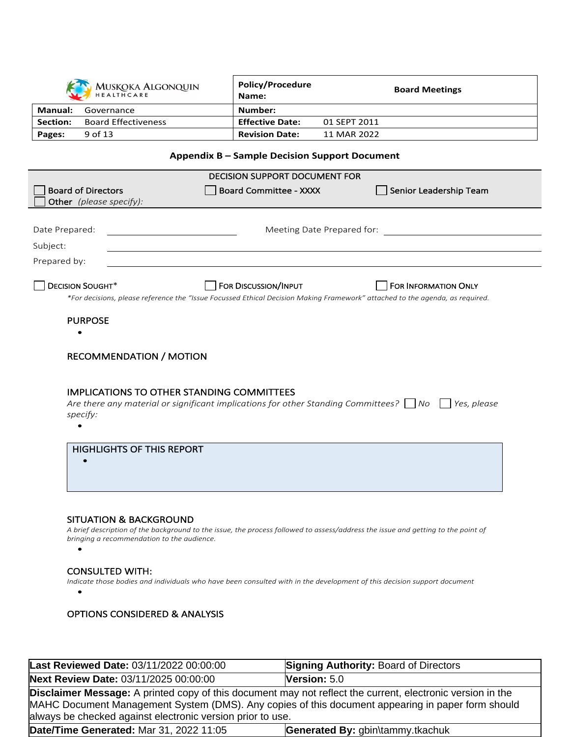| Muskoka Algonquin Healthcare | Policy/Procedure Name: | Board Meetings |
|---|---|---|
| **Manual:** Governance | **Number:** | |
| **Section:** Board Effectiveness | **Effective Date:** | 01 SEPT 2011 |
| **Pages:** 9 of 13 | **Revision Date:** | 11 MAR 2022 |

## Appendix B – Sample Decision Support Document

DECISION SUPPORT DOCUMENT FOR

☐ Board of Directors ☐ Board Committee - XXXX ☐ Senior Leadership Team
☐ Other *(please specify)*:

Date Prepared: ____________ Meeting Date Prepared for: ____________

Subject: ____________

Prepared by: ____________

☐ DECISION SOUGHT* ☐ FOR DISCUSSION/INPUT ☐ FOR INFORMATION ONLY

*\*For decisions, please reference the "Issue Focussed Ethical Decision Making Framework" attached to the agenda, as required.*

### PURPOSE

- 

### RECOMMENDATION / MOTION

### IMPLICATIONS TO OTHER STANDING COMMITTEES

*Are there any material or significant implications for other Standing Committees?* ☐ *No* ☐ *Yes, please specify:*

- 

### HIGHLIGHTS OF THIS REPORT

- 

### SITUATION & BACKGROUND

*A brief description of the background to the issue, the process followed to assess/address the issue and getting to the point of bringing a recommendation to the audience.*

- 

### CONSULTED WITH:

*Indicate those bodies and individuals who have been consulted with in the development of this decision support document*

- 

### OPTIONS CONSIDERED & ANALYSIS

| | |
|---|---|
| **Last Reviewed Date:** 03/11/2022 00:00:00 | **Signing Authority:** Board of Directors |
| **Next Review Date:** 03/11/2025 00:00:00 | **Version:** 5.0 |

**Disclaimer Message:** A printed copy of this document may not reflect the current, electronic version in the MAHC Document Management System (DMS). Any copies of this document appearing in paper form should always be checked against electronic version prior to use.

| | |
|---|---|
| **Date/Time Generated:** Mar 31, 2022 11:05 | **Generated By:** gbin\tammy.tkachuk |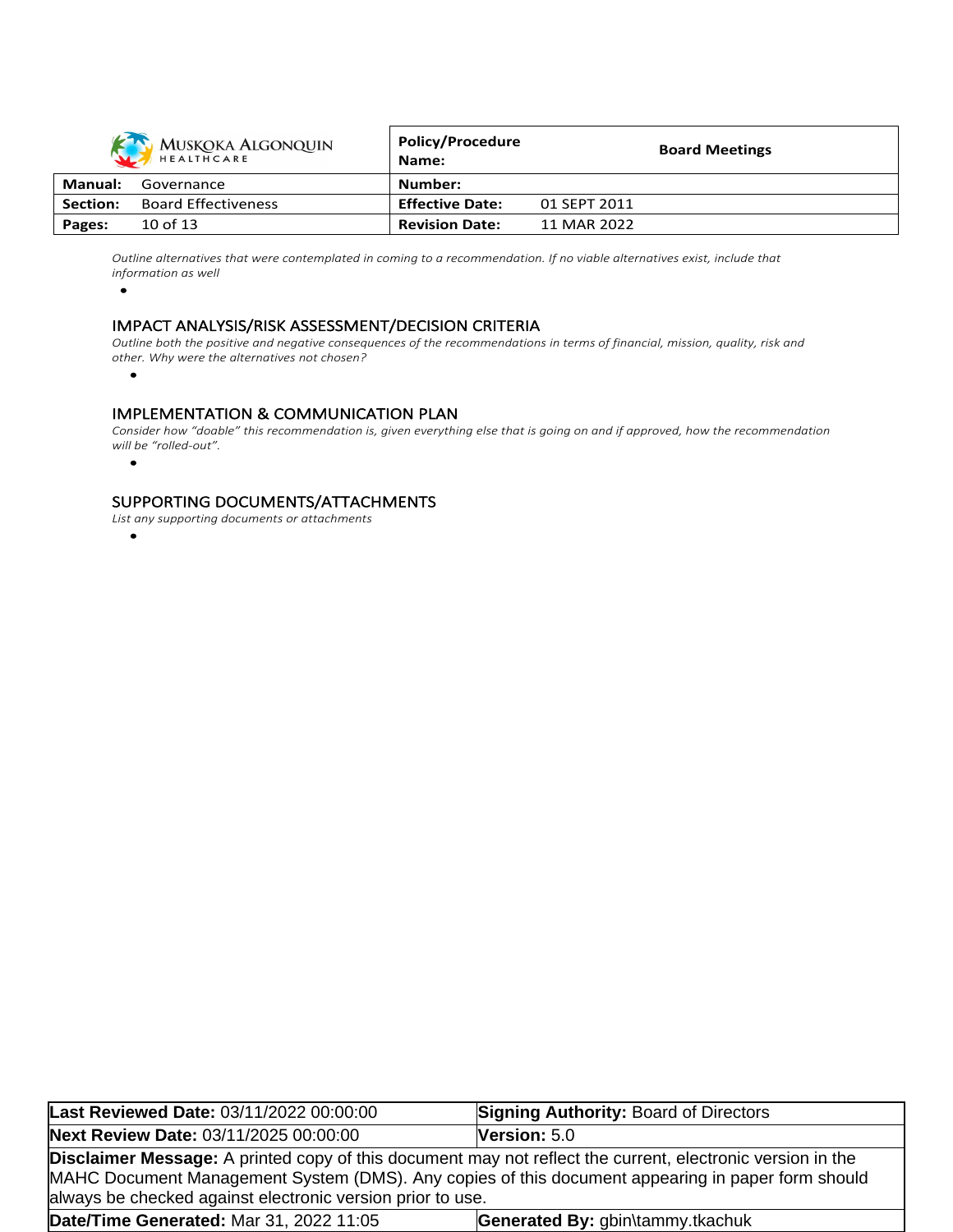*Outline alternatives that were contemplated in coming to a recommendation. If no viable alternatives exist, include that information as well*

- 

## IMPACT ANALYSIS/RISK ASSESSMENT/DECISION CRITERIA

*Outline both the positive and negative consequences of the recommendations in terms of financial, mission, quality, risk and other. Why were the alternatives not chosen?*

- 

## IMPLEMENTATION & COMMUNICATION PLAN

*Consider how "doable" this recommendation is, given everything else that is going on and if approved, how the recommendation will be "rolled-out".*

- 

## SUPPORTING DOCUMENTS/ATTACHMENTS

*List any supporting documents or attachments*

-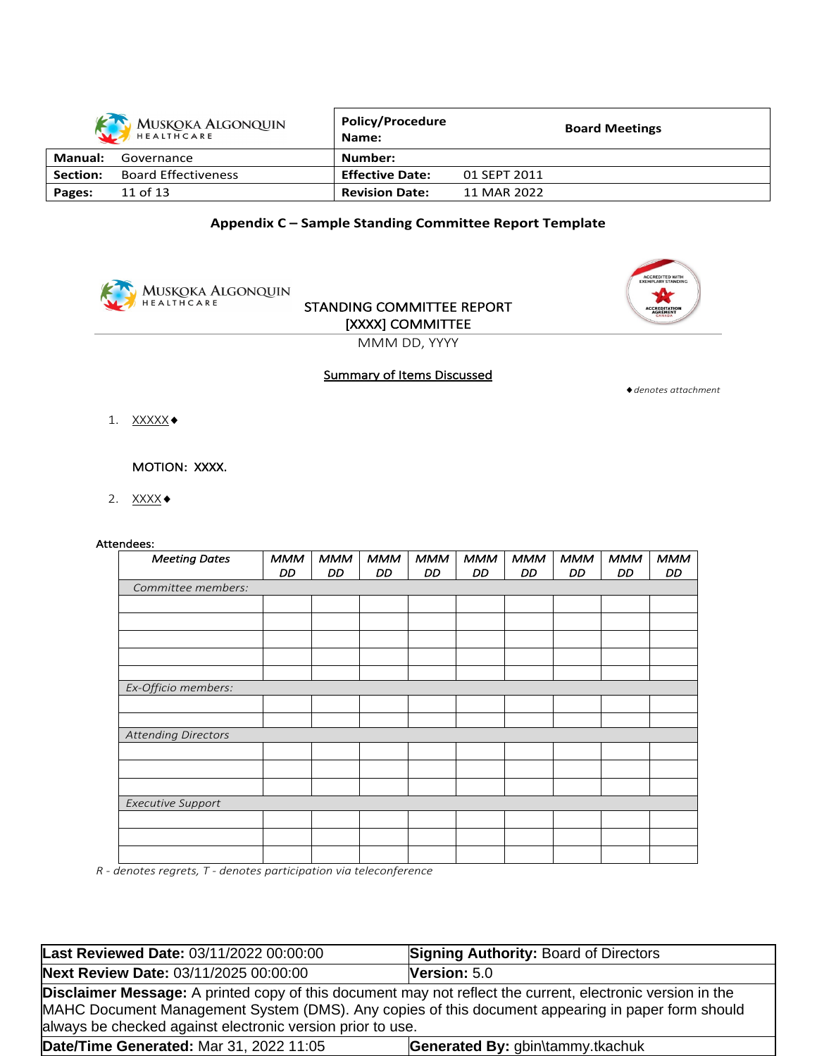## Appendix C – Sample Standing Committee Report Template

STANDING COMMITTEE REPORT
[XXXX] COMMITTEE
MMM DD, YYYY

**Summary of Items Discussed**

*♦denotes attachment*

1. XXXXX♦

   MOTION: XXXX.

2. XXXX♦

Attendees:

| *Meeting Dates* | *MMM DD* | *MMM DD* | *MMM DD* | *MMM DD* | *MMM DD* | *MMM DD* | *MMM DD* | *MMM DD* | *MMM DD* |
|---|---|---|---|---|---|---|---|---|---|
| *Committee members:* | | | | | | | | | |
| | | | | | | | | | |
| | | | | | | | | | |
| | | | | | | | | | |
| | | | | | | | | | |
| | | | | | | | | | |
| *Ex-Officio members:* | | | | | | | | | |
| | | | | | | | | | |
| | | | | | | | | | |
| *Attending Directors* | | | | | | | | | |
| | | | | | | | | | |
| | | | | | | | | | |
| | | | | | | | | | |
| *Executive Support* | | | | | | | | | |
| | | | | | | | | | |
| | | | | | | | | | |
| | | | | | | | | | |

*R - denotes regrets, T - denotes participation via teleconference*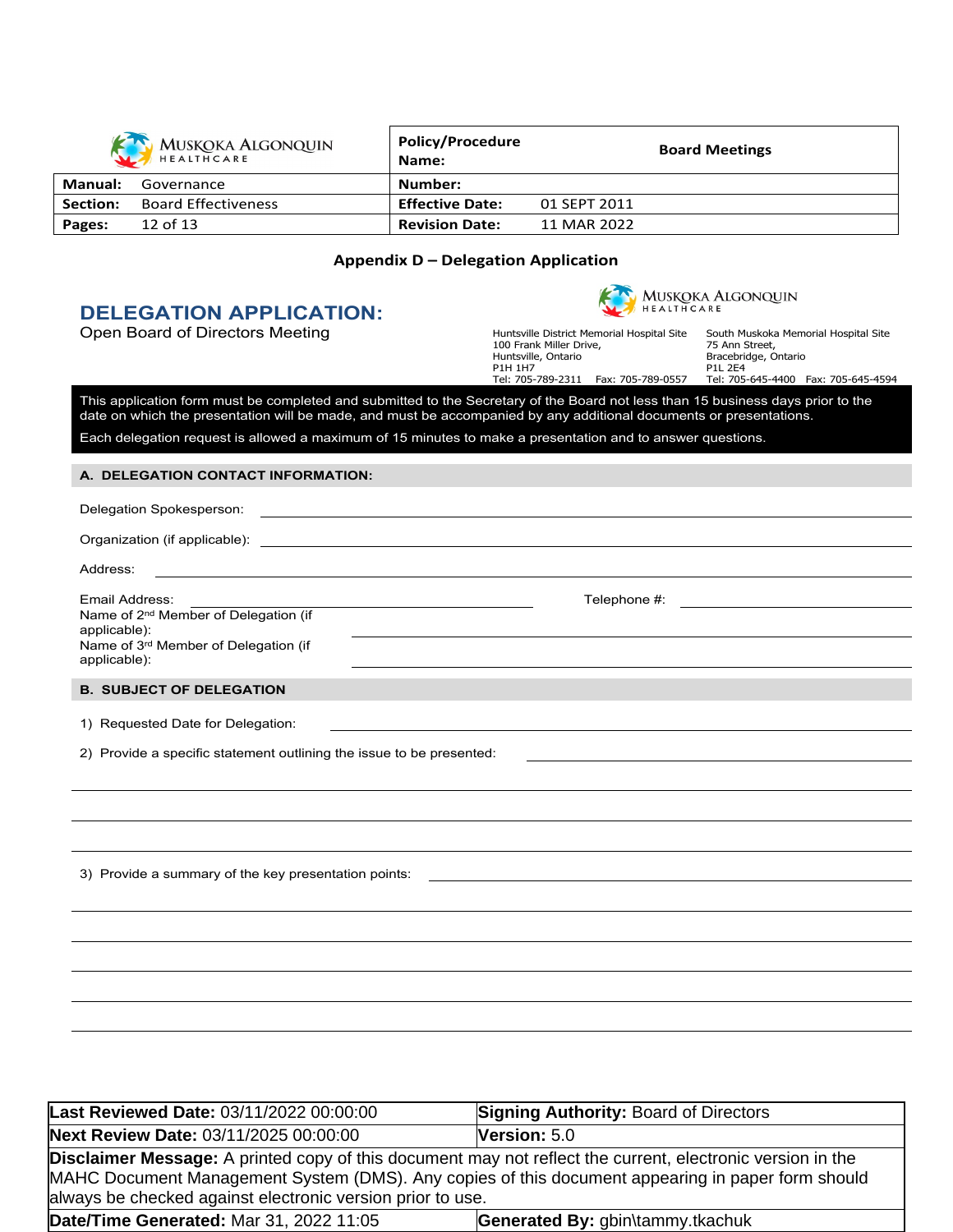| Manual: | Governance | Policy/Procedure Name: | Board Meetings |
|---|---|---|---|
| Section: | Board Effectiveness | Number: | |
| Pages: | 12 of 13 | Effective Date: | 01 SEPT 2011 |
| | | Revision Date: | 11 MAR 2022 |

## Appendix D – Delegation Application

# DELEGATION APPLICATION:

Open Board of Directors Meeting

MUSKOKA ALGONQUIN HEALTHCARE

Huntsville District Memorial Hospital Site
100 Frank Miller Drive,
Huntsville, Ontario
P1H 1H7
Tel: 705-789-2311 Fax: 705-789-0557

South Muskoka Memorial Hospital Site
75 Ann Street,
Bracebridge, Ontario
P1L 2E4
Tel: 705-645-4400 Fax: 705-645-4594

This application form must be completed and submitted to the Secretary of the Board not less than 15 business days prior to the date on which the presentation will be made, and must be accompanied by any additional documents or presentations.

Each delegation request is allowed a maximum of 15 minutes to make a presentation and to answer questions.

### A. DELEGATION CONTACT INFORMATION:

Delegation Spokesperson: ____________________

Organization (if applicable): ____________________

Address: ____________________

Email Address: ____________________ Telephone #: ____________________

Name of 2nd Member of Delegation (if applicable): ____________________

Name of 3rd Member of Delegation (if applicable): ____________________

### B. SUBJECT OF DELEGATION

1) Requested Date for Delegation: ____________________

2) Provide a specific statement outlining the issue to be presented: ____________________

____________________

____________________

____________________

3) Provide a summary of the key presentation points: ____________________

____________________

____________________

____________________

____________________

____________________

| **Last Reviewed Date:** 03/11/2022 00:00:00 | **Signing Authority:** Board of Directors |
|---|---|
| **Next Review Date:** 03/11/2025 00:00:00 | **Version:** 5.0 |
| **Disclaimer Message:** A printed copy of this document may not reflect the current, electronic version in the MAHC Document Management System (DMS). Any copies of this document appearing in paper form should always be checked against electronic version prior to use. | |
| **Date/Time Generated:** Mar 31, 2022 11:05 | **Generated By:** gbin\tammy.tkachuk |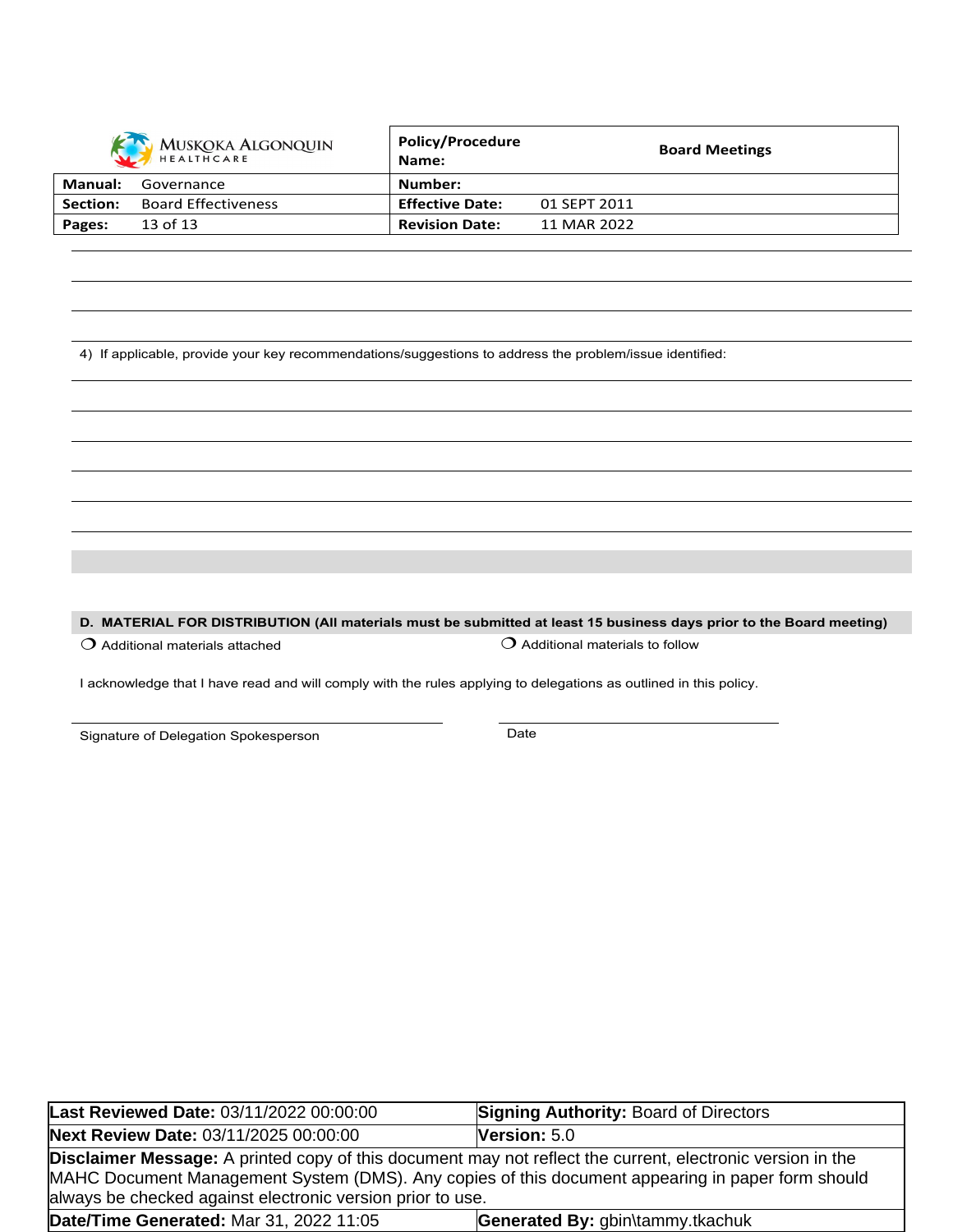4) If applicable, provide your key recommendations/suggestions to address the problem/issue identified:

**D. MATERIAL FOR DISTRIBUTION (All materials must be submitted at least 15 business days prior to the Board meeting)**

❍ Additional materials attached

❍ Additional materials to follow

I acknowledge that I have read and will comply with the rules applying to delegations as outlined in this policy.

Signature of Delegation Spokesperson

Date